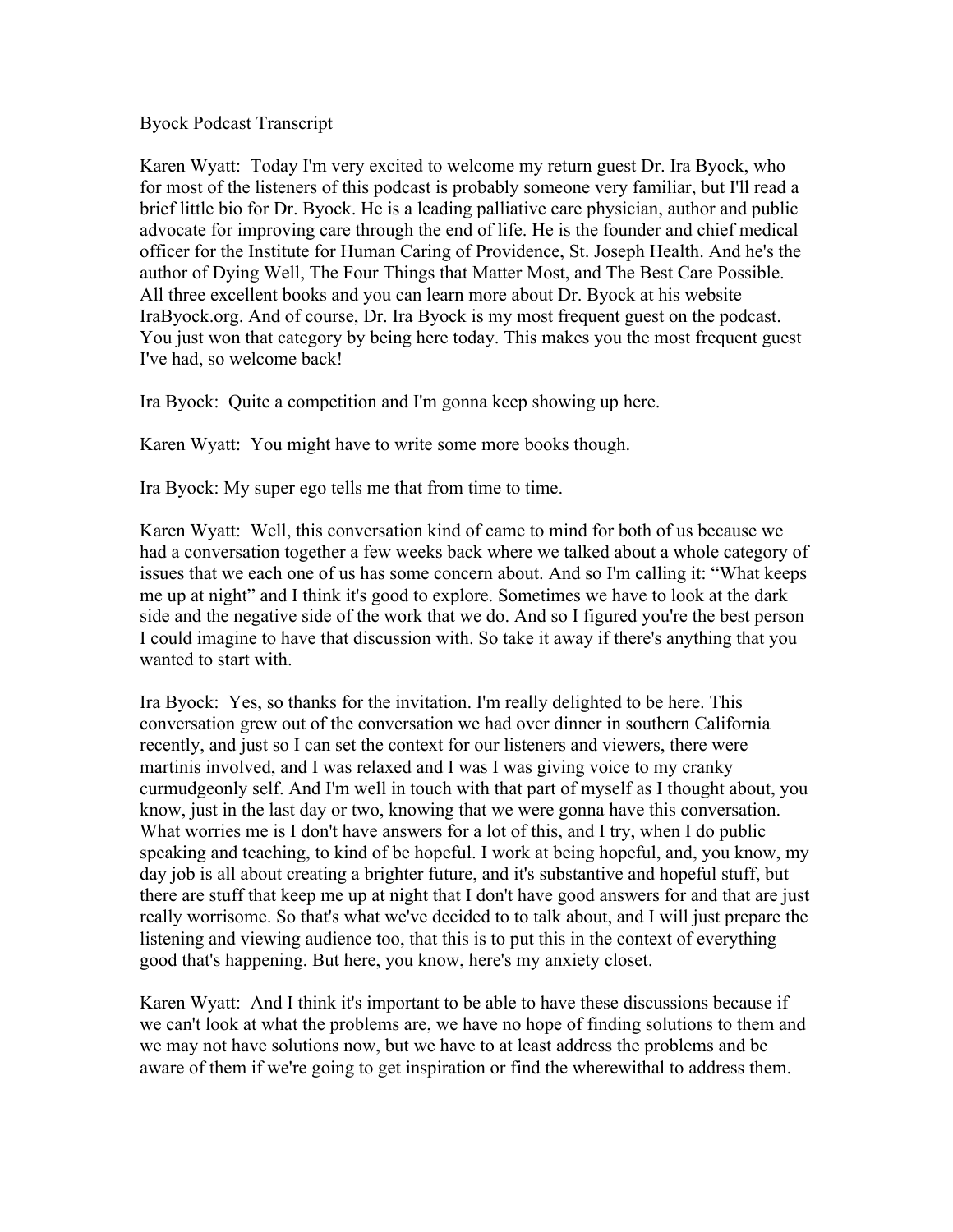Byock Podcast Transcript

Karen Wyatt: Today I'm very excited to welcome my return guest Dr. Ira Byock, who for most of the listeners of this podcast is probably someone very familiar, but I'll read a brief little bio for Dr. Byock. He is a leading palliative care physician, author and public advocate for improving care through the end of life. He is the founder and chief medical officer for the Institute for Human Caring of Providence, St. Joseph Health. And he's the author of Dying Well, The Four Things that Matter Most, and The Best Care Possible. All three excellent books and you can learn more about Dr. Byock at his website IraByock.org. And of course, Dr. Ira Byock is my most frequent guest on the podcast. You just won that category by being here today. This makes you the most frequent guest I've had, so welcome back!

Ira Byock: Quite a competition and I'm gonna keep showing up here.

Karen Wyatt: You might have to write some more books though.

Ira Byock: My super ego tells me that from time to time.

Karen Wyatt: Well, this conversation kind of came to mind for both of us because we had a conversation together a few weeks back where we talked about a whole category of issues that we each one of us has some concern about. And so I'm calling it: "What keeps me up at night" and I think it's good to explore. Sometimes we have to look at the dark side and the negative side of the work that we do. And so I figured you're the best person I could imagine to have that discussion with. So take it away if there's anything that you wanted to start with.

Ira Byock: Yes, so thanks for the invitation. I'm really delighted to be here. This conversation grew out of the conversation we had over dinner in southern California recently, and just so I can set the context for our listeners and viewers, there were martinis involved, and I was relaxed and I was I was giving voice to my cranky curmudgeonly self. And I'm well in touch with that part of myself as I thought about, you know, just in the last day or two, knowing that we were gonna have this conversation. What worries me is I don't have answers for a lot of this, and I try, when I do public speaking and teaching, to kind of be hopeful. I work at being hopeful, and, you know, my day job is all about creating a brighter future, and it's substantive and hopeful stuff, but there are stuff that keep me up at night that I don't have good answers for and that are just really worrisome. So that's what we've decided to to talk about, and I will just prepare the listening and viewing audience too, that this is to put this in the context of everything good that's happening. But here, you know, here's my anxiety closet.

Karen Wyatt: And I think it's important to be able to have these discussions because if we can't look at what the problems are, we have no hope of finding solutions to them and we may not have solutions now, but we have to at least address the problems and be aware of them if we're going to get inspiration or find the wherewithal to address them.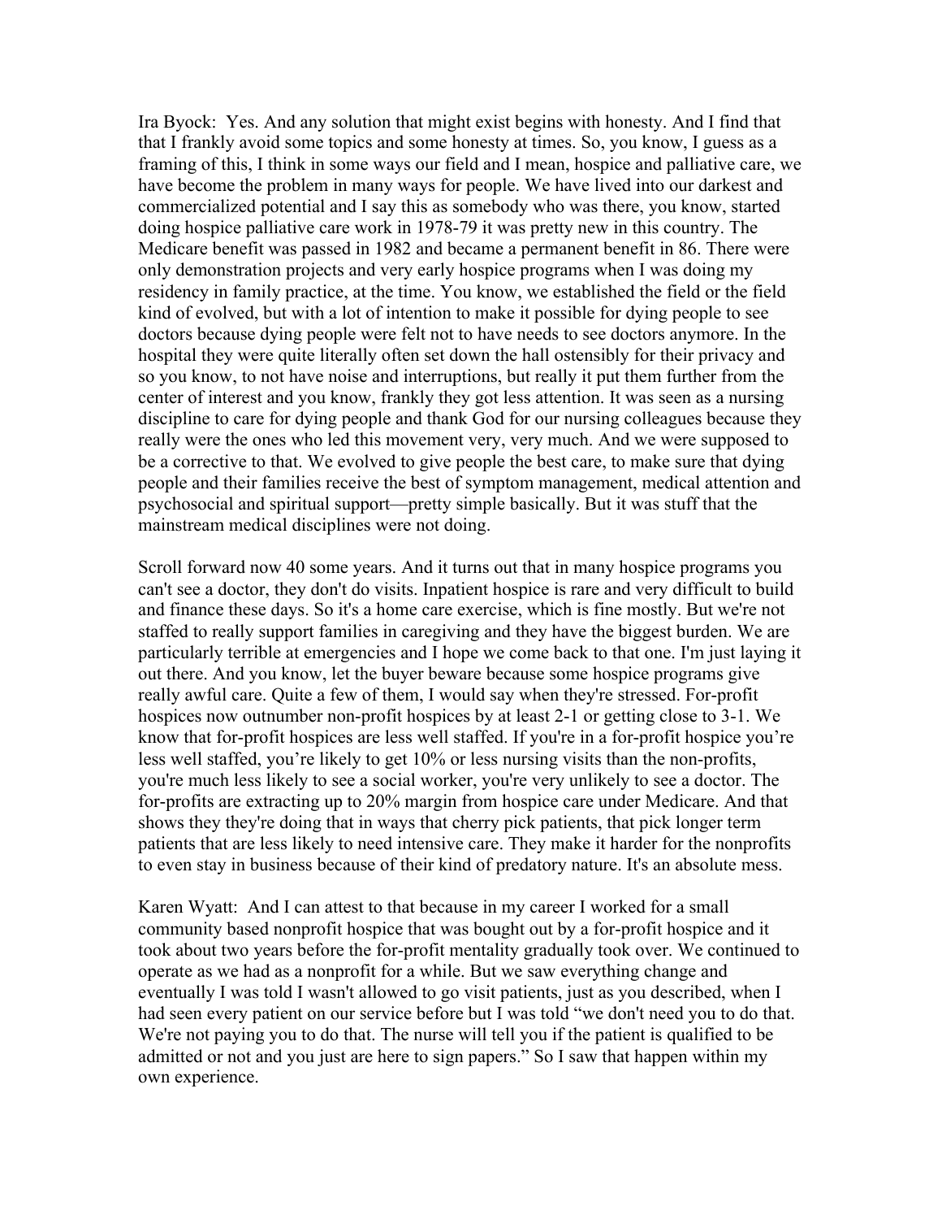Ira Byock: Yes. And any solution that might exist begins with honesty. And I find that that I frankly avoid some topics and some honesty at times. So, you know, I guess as a framing of this, I think in some ways our field and I mean, hospice and palliative care, we have become the problem in many ways for people. We have lived into our darkest and commercialized potential and I say this as somebody who was there, you know, started doing hospice palliative care work in 1978-79 it was pretty new in this country. The Medicare benefit was passed in 1982 and became a permanent benefit in 86. There were only demonstration projects and very early hospice programs when I was doing my residency in family practice, at the time. You know, we established the field or the field kind of evolved, but with a lot of intention to make it possible for dying people to see doctors because dying people were felt not to have needs to see doctors anymore. In the hospital they were quite literally often set down the hall ostensibly for their privacy and so you know, to not have noise and interruptions, but really it put them further from the center of interest and you know, frankly they got less attention. It was seen as a nursing discipline to care for dying people and thank God for our nursing colleagues because they really were the ones who led this movement very, very much. And we were supposed to be a corrective to that. We evolved to give people the best care, to make sure that dying people and their families receive the best of symptom management, medical attention and psychosocial and spiritual support—pretty simple basically. But it was stuff that the mainstream medical disciplines were not doing.

Scroll forward now 40 some years. And it turns out that in many hospice programs you can't see a doctor, they don't do visits. Inpatient hospice is rare and very difficult to build and finance these days. So it's a home care exercise, which is fine mostly. But we're not staffed to really support families in caregiving and they have the biggest burden. We are particularly terrible at emergencies and I hope we come back to that one. I'm just laying it out there. And you know, let the buyer beware because some hospice programs give really awful care. Quite a few of them, I would say when they're stressed. For-profit hospices now outnumber non-profit hospices by at least 2-1 or getting close to 3-1. We know that for-profit hospices are less well staffed. If you're in a for-profit hospice you're less well staffed, you're likely to get 10% or less nursing visits than the non-profits, you're much less likely to see a social worker, you're very unlikely to see a doctor. The for-profits are extracting up to 20% margin from hospice care under Medicare. And that shows they they're doing that in ways that cherry pick patients, that pick longer term patients that are less likely to need intensive care. They make it harder for the nonprofits to even stay in business because of their kind of predatory nature. It's an absolute mess.

Karen Wyatt: And I can attest to that because in my career I worked for a small community based nonprofit hospice that was bought out by a for-profit hospice and it took about two years before the for-profit mentality gradually took over. We continued to operate as we had as a nonprofit for a while. But we saw everything change and eventually I was told I wasn't allowed to go visit patients, just as you described, when I had seen every patient on our service before but I was told "we don't need you to do that. We're not paying you to do that. The nurse will tell you if the patient is qualified to be admitted or not and you just are here to sign papers." So I saw that happen within my own experience.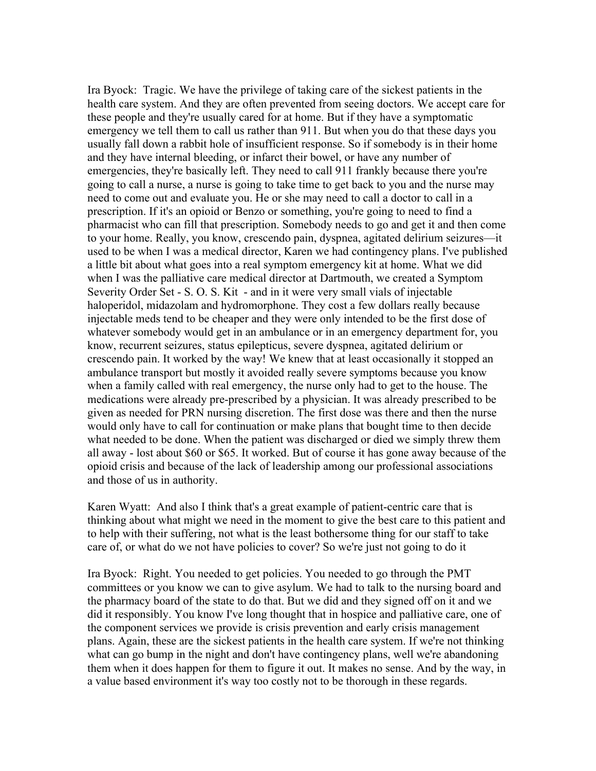Ira Byock: Tragic. We have the privilege of taking care of the sickest patients in the health care system. And they are often prevented from seeing doctors. We accept care for these people and they're usually cared for at home. But if they have a symptomatic emergency we tell them to call us rather than 911. But when you do that these days you usually fall down a rabbit hole of insufficient response. So if somebody is in their home and they have internal bleeding, or infarct their bowel, or have any number of emergencies, they're basically left. They need to call 911 frankly because there you're going to call a nurse, a nurse is going to take time to get back to you and the nurse may need to come out and evaluate you. He or she may need to call a doctor to call in a prescription. If it's an opioid or Benzo or something, you're going to need to find a pharmacist who can fill that prescription. Somebody needs to go and get it and then come to your home. Really, you know, crescendo pain, dyspnea, agitated delirium seizures—it used to be when I was a medical director, Karen we had contingency plans. I've published a little bit about what goes into a real symptom emergency kit at home. What we did when I was the palliative care medical director at Dartmouth, we created a Symptom Severity Order Set - S. O. S. Kit - and in it were very small vials of injectable haloperidol, midazolam and hydromorphone. They cost a few dollars really because injectable meds tend to be cheaper and they were only intended to be the first dose of whatever somebody would get in an ambulance or in an emergency department for, you know, recurrent seizures, status epilepticus, severe dyspnea, agitated delirium or crescendo pain. It worked by the way! We knew that at least occasionally it stopped an ambulance transport but mostly it avoided really severe symptoms because you know when a family called with real emergency, the nurse only had to get to the house. The medications were already pre-prescribed by a physician. It was already prescribed to be given as needed for PRN nursing discretion. The first dose was there and then the nurse would only have to call for continuation or make plans that bought time to then decide what needed to be done. When the patient was discharged or died we simply threw them all away - lost about $60 or $65. It worked. But of course it has gone away because of the opioid crisis and because of the lack of leadership among our professional associations and those of us in authority.

Karen Wyatt: And also I think that's a great example of patient-centric care that is thinking about what might we need in the moment to give the best care to this patient and to help with their suffering, not what is the least bothersome thing for our staff to take care of, or what do we not have policies to cover? So we're just not going to do it

Ira Byock: Right. You needed to get policies. You needed to go through the PMT committees or you know we can to give asylum. We had to talk to the nursing board and the pharmacy board of the state to do that. But we did and they signed off on it and we did it responsibly. You know I've long thought that in hospice and palliative care, one of the component services we provide is crisis prevention and early crisis management plans. Again, these are the sickest patients in the health care system. If we're not thinking what can go bump in the night and don't have contingency plans, well we're abandoning them when it does happen for them to figure it out. It makes no sense. And by the way, in a value based environment it's way too costly not to be thorough in these regards.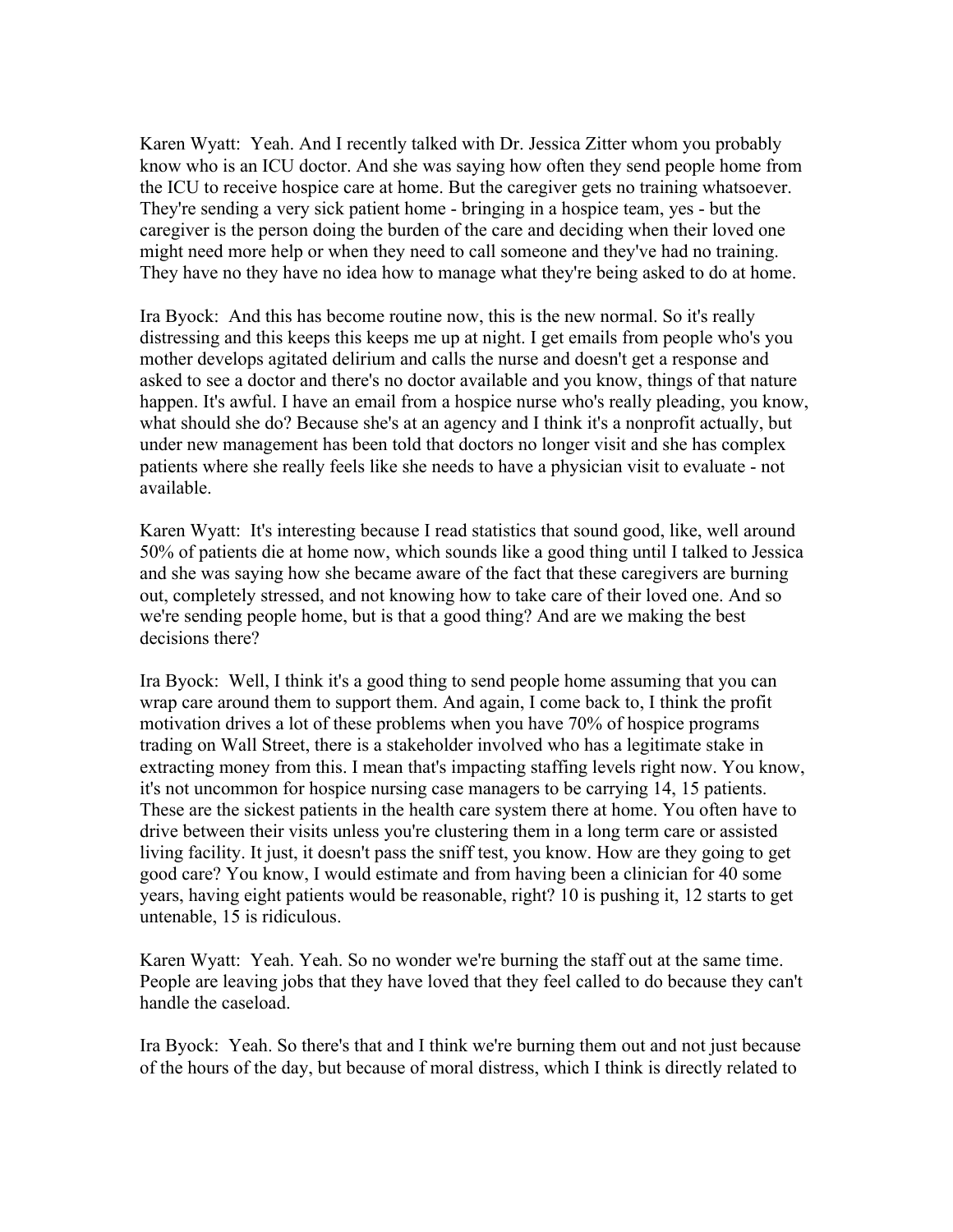Karen Wyatt: Yeah. And I recently talked with Dr. Jessica Zitter whom you probably know who is an ICU doctor. And she was saying how often they send people home from the ICU to receive hospice care at home. But the caregiver gets no training whatsoever. They're sending a very sick patient home - bringing in a hospice team, yes - but the caregiver is the person doing the burden of the care and deciding when their loved one might need more help or when they need to call someone and they've had no training. They have no they have no idea how to manage what they're being asked to do at home.

Ira Byock: And this has become routine now, this is the new normal. So it's really distressing and this keeps this keeps me up at night. I get emails from people who's you mother develops agitated delirium and calls the nurse and doesn't get a response and asked to see a doctor and there's no doctor available and you know, things of that nature happen. It's awful. I have an email from a hospice nurse who's really pleading, you know, what should she do? Because she's at an agency and I think it's a nonprofit actually, but under new management has been told that doctors no longer visit and she has complex patients where she really feels like she needs to have a physician visit to evaluate - not available.

Karen Wyatt: It's interesting because I read statistics that sound good, like, well around 50% of patients die at home now, which sounds like a good thing until I talked to Jessica and she was saying how she became aware of the fact that these caregivers are burning out, completely stressed, and not knowing how to take care of their loved one. And so we're sending people home, but is that a good thing? And are we making the best decisions there?

Ira Byock: Well, I think it's a good thing to send people home assuming that you can wrap care around them to support them. And again, I come back to, I think the profit motivation drives a lot of these problems when you have 70% of hospice programs trading on Wall Street, there is a stakeholder involved who has a legitimate stake in extracting money from this. I mean that's impacting staffing levels right now. You know, it's not uncommon for hospice nursing case managers to be carrying 14, 15 patients. These are the sickest patients in the health care system there at home. You often have to drive between their visits unless you're clustering them in a long term care or assisted living facility. It just, it doesn't pass the sniff test, you know. How are they going to get good care? You know, I would estimate and from having been a clinician for 40 some years, having eight patients would be reasonable, right? 10 is pushing it, 12 starts to get untenable, 15 is ridiculous.

Karen Wyatt: Yeah. Yeah. So no wonder we're burning the staff out at the same time. People are leaving jobs that they have loved that they feel called to do because they can't handle the caseload.

Ira Byock: Yeah. So there's that and I think we're burning them out and not just because of the hours of the day, but because of moral distress, which I think is directly related to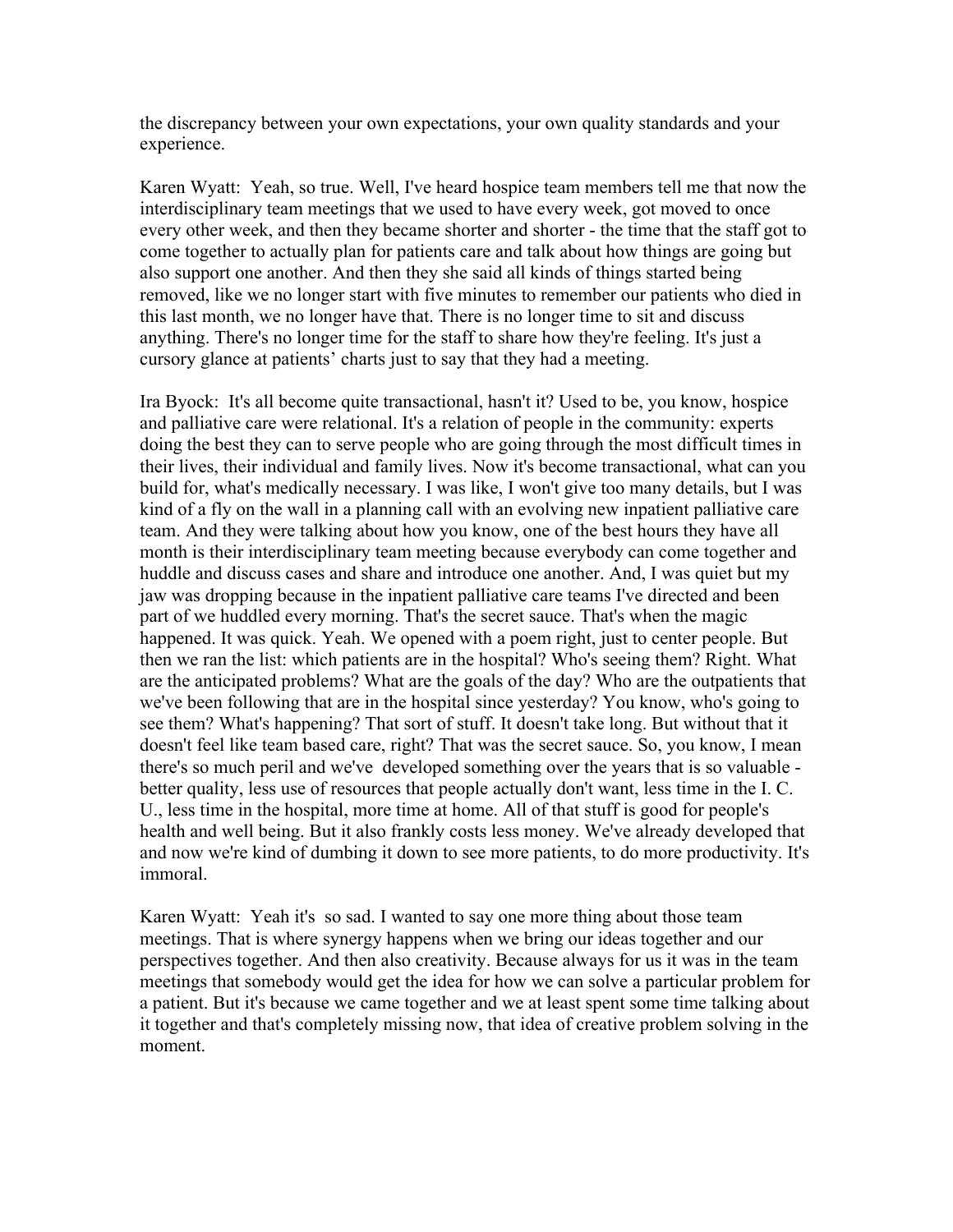the discrepancy between your own expectations, your own quality standards and your experience.

Karen Wyatt: Yeah, so true. Well, I've heard hospice team members tell me that now the interdisciplinary team meetings that we used to have every week, got moved to once every other week, and then they became shorter and shorter - the time that the staff got to come together to actually plan for patients care and talk about how things are going but also support one another. And then they she said all kinds of things started being removed, like we no longer start with five minutes to remember our patients who died in this last month, we no longer have that. There is no longer time to sit and discuss anything. There's no longer time for the staff to share how they're feeling. It's just a cursory glance at patients' charts just to say that they had a meeting.

Ira Byock: It's all become quite transactional, hasn't it? Used to be, you know, hospice and palliative care were relational. It's a relation of people in the community: experts doing the best they can to serve people who are going through the most difficult times in their lives, their individual and family lives. Now it's become transactional, what can you build for, what's medically necessary. I was like, I won't give too many details, but I was kind of a fly on the wall in a planning call with an evolving new inpatient palliative care team. And they were talking about how you know, one of the best hours they have all month is their interdisciplinary team meeting because everybody can come together and huddle and discuss cases and share and introduce one another. And, I was quiet but my jaw was dropping because in the inpatient palliative care teams I've directed and been part of we huddled every morning. That's the secret sauce. That's when the magic happened. It was quick. Yeah. We opened with a poem right, just to center people. But then we ran the list: which patients are in the hospital? Who's seeing them? Right. What are the anticipated problems? What are the goals of the day? Who are the outpatients that we've been following that are in the hospital since yesterday? You know, who's going to see them? What's happening? That sort of stuff. It doesn't take long. But without that it doesn't feel like team based care, right? That was the secret sauce. So, you know, I mean there's so much peril and we've developed something over the years that is so valuable - better quality, less use of resources that people actually don't want, less time in the I. C. U., less time in the hospital, more time at home. All of that stuff is good for people's health and well being. But it also frankly costs less money. We've already developed that and now we're kind of dumbing it down to see more patients, to do more productivity. It's immoral.

Karen Wyatt: Yeah it's so sad. I wanted to say one more thing about those team meetings. That is where synergy happens when we bring our ideas together and our perspectives together. And then also creativity. Because always for us it was in the team meetings that somebody would get the idea for how we can solve a particular problem for a patient. But it's because we came together and we at least spent some time talking about it together and that's completely missing now, that idea of creative problem solving in the moment.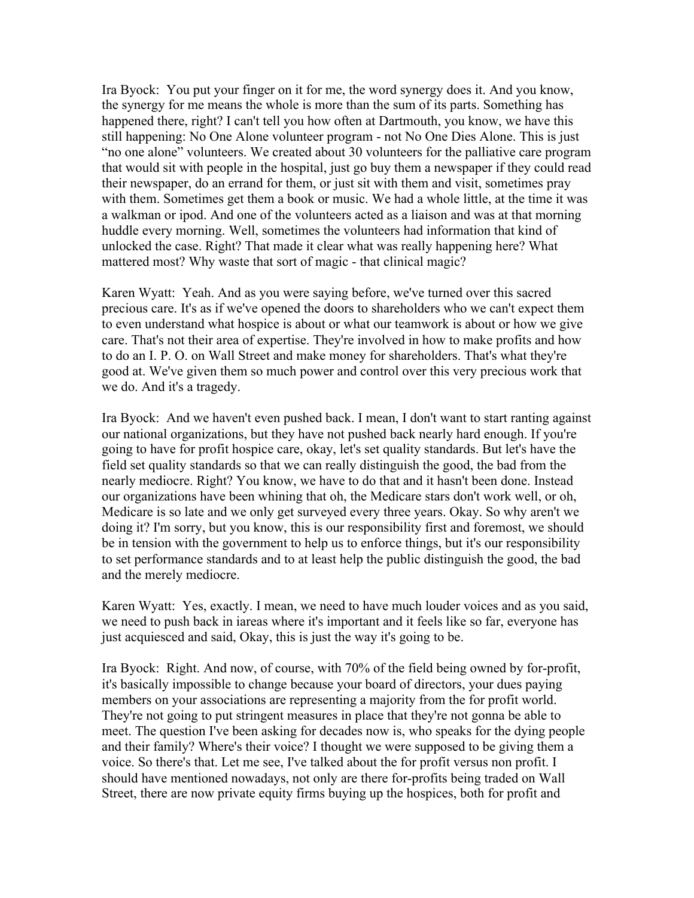Ira Byock: You put your finger on it for me, the word synergy does it. And you know, the synergy for me means the whole is more than the sum of its parts. Something has happened there, right? I can't tell you how often at Dartmouth, you know, we have this still happening: No One Alone volunteer program - not No One Dies Alone. This is just "no one alone" volunteers. We created about 30 volunteers for the palliative care program that would sit with people in the hospital, just go buy them a newspaper if they could read their newspaper, do an errand for them, or just sit with them and visit, sometimes pray with them. Sometimes get them a book or music. We had a whole little, at the time it was a walkman or ipod. And one of the volunteers acted as a liaison and was at that morning huddle every morning. Well, sometimes the volunteers had information that kind of unlocked the case. Right? That made it clear what was really happening here? What mattered most? Why waste that sort of magic - that clinical magic?

Karen Wyatt: Yeah. And as you were saying before, we've turned over this sacred precious care. It's as if we've opened the doors to shareholders who we can't expect them to even understand what hospice is about or what our teamwork is about or how we give care. That's not their area of expertise. They're involved in how to make profits and how to do an I. P. O. on Wall Street and make money for shareholders. That's what they're good at. We've given them so much power and control over this very precious work that we do. And it's a tragedy.

Ira Byock: And we haven't even pushed back. I mean, I don't want to start ranting against our national organizations, but they have not pushed back nearly hard enough. If you're going to have for profit hospice care, okay, let's set quality standards. But let's have the field set quality standards so that we can really distinguish the good, the bad from the nearly mediocre. Right? You know, we have to do that and it hasn't been done. Instead our organizations have been whining that oh, the Medicare stars don't work well, or oh, Medicare is so late and we only get surveyed every three years. Okay. So why aren't we doing it? I'm sorry, but you know, this is our responsibility first and foremost, we should be in tension with the government to help us to enforce things, but it's our responsibility to set performance standards and to at least help the public distinguish the good, the bad and the merely mediocre.

Karen Wyatt: Yes, exactly. I mean, we need to have much louder voices and as you said, we need to push back in iareas where it's important and it feels like so far, everyone has just acquiesced and said, Okay, this is just the way it's going to be.

Ira Byock: Right. And now, of course, with 70% of the field being owned by for-profit, it's basically impossible to change because your board of directors, your dues paying members on your associations are representing a majority from the for profit world. They're not going to put stringent measures in place that they're not gonna be able to meet. The question I've been asking for decades now is, who speaks for the dying people and their family? Where's their voice? I thought we were supposed to be giving them a voice. So there's that. Let me see, I've talked about the for profit versus non profit. I should have mentioned nowadays, not only are there for-profits being traded on Wall Street, there are now private equity firms buying up the hospices, both for profit and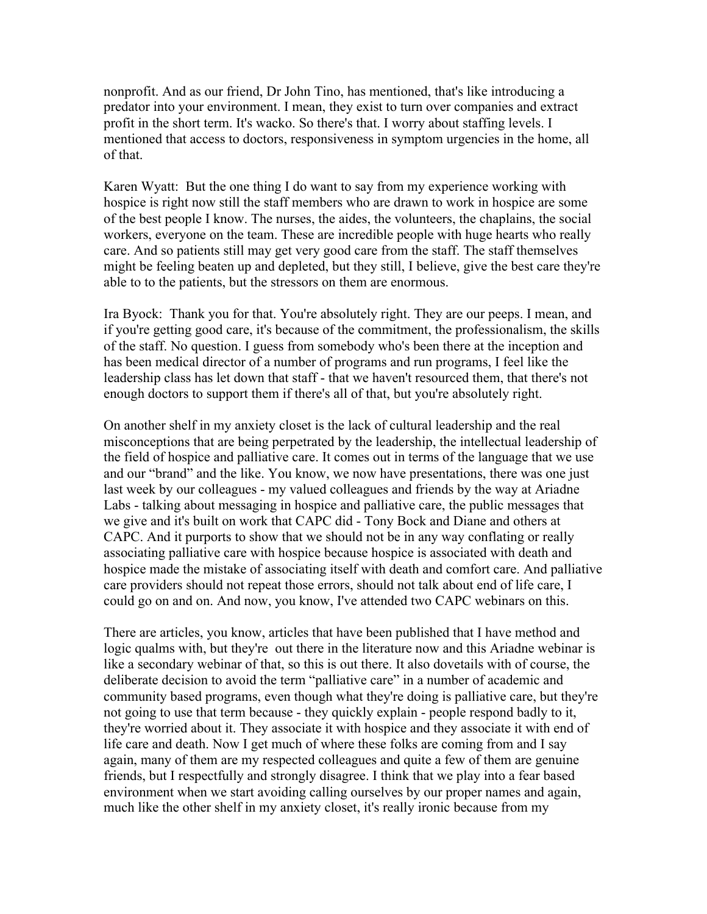nonprofit. And as our friend, Dr John Tino, has mentioned, that's like introducing a predator into your environment. I mean, they exist to turn over companies and extract profit in the short term. It's wacko. So there's that. I worry about staffing levels. I mentioned that access to doctors, responsiveness in symptom urgencies in the home, all of that.

Karen Wyatt: But the one thing I do want to say from my experience working with hospice is right now still the staff members who are drawn to work in hospice are some of the best people I know. The nurses, the aides, the volunteers, the chaplains, the social workers, everyone on the team. These are incredible people with huge hearts who really care. And so patients still may get very good care from the staff. The staff themselves might be feeling beaten up and depleted, but they still, I believe, give the best care they're able to to the patients, but the stressors on them are enormous.

Ira Byock: Thank you for that. You're absolutely right. They are our peeps. I mean, and if you're getting good care, it's because of the commitment, the professionalism, the skills of the staff. No question. I guess from somebody who's been there at the inception and has been medical director of a number of programs and run programs, I feel like the leadership class has let down that staff - that we haven't resourced them, that there's not enough doctors to support them if there's all of that, but you're absolutely right.

On another shelf in my anxiety closet is the lack of cultural leadership and the real misconceptions that are being perpetrated by the leadership, the intellectual leadership of the field of hospice and palliative care. It comes out in terms of the language that we use and our "brand" and the like. You know, we now have presentations, there was one just last week by our colleagues - my valued colleagues and friends by the way at Ariadne Labs - talking about messaging in hospice and palliative care, the public messages that we give and it's built on work that CAPC did - Tony Bock and Diane and others at CAPC. And it purports to show that we should not be in any way conflating or really associating palliative care with hospice because hospice is associated with death and hospice made the mistake of associating itself with death and comfort care. And palliative care providers should not repeat those errors, should not talk about end of life care, I could go on and on. And now, you know, I've attended two CAPC webinars on this.

There are articles, you know, articles that have been published that I have method and logic qualms with, but they're out there in the literature now and this Ariadne webinar is like a secondary webinar of that, so this is out there. It also dovetails with of course, the deliberate decision to avoid the term "palliative care" in a number of academic and community based programs, even though what they're doing is palliative care, but they're not going to use that term because - they quickly explain - people respond badly to it, they're worried about it. They associate it with hospice and they associate it with end of life care and death. Now I get much of where these folks are coming from and I say again, many of them are my respected colleagues and quite a few of them are genuine friends, but I respectfully and strongly disagree. I think that we play into a fear based environment when we start avoiding calling ourselves by our proper names and again, much like the other shelf in my anxiety closet, it's really ironic because from my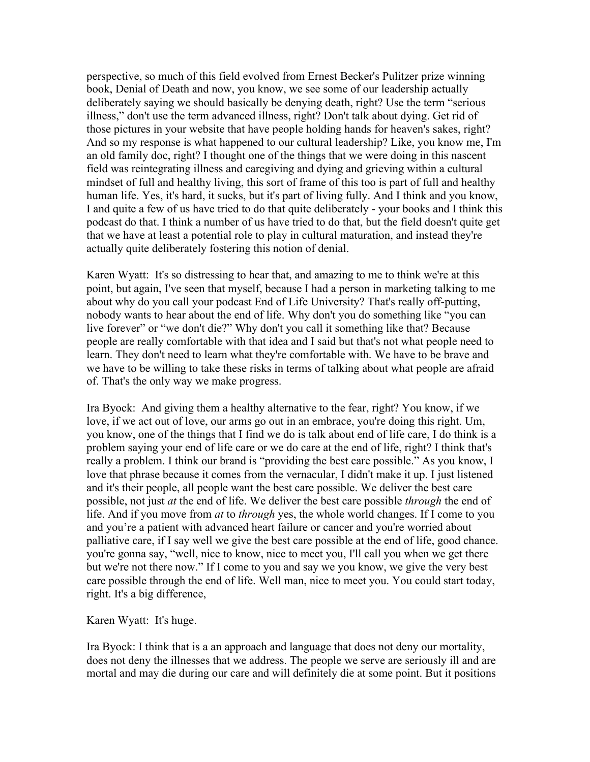perspective, so much of this field evolved from Ernest Becker's Pulitzer prize winning book, Denial of Death and now, you know, we see some of our leadership actually deliberately saying we should basically be denying death, right? Use the term “serious illness,” don't use the term advanced illness, right? Don't talk about dying. Get rid of those pictures in your website that have people holding hands for heaven's sakes, right? And so my response is what happened to our cultural leadership? Like, you know me, I'm an old family doc, right? I thought one of the things that we were doing in this nascent field was reintegrating illness and caregiving and dying and grieving within a cultural mindset of full and healthy living, this sort of frame of this too is part of full and healthy human life. Yes, it's hard, it sucks, but it's part of living fully. And I think and you know, I and quite a few of us have tried to do that quite deliberately - your books and I think this podcast do that. I think a number of us have tried to do that, but the field doesn't quite get that we have at least a potential role to play in cultural maturation, and instead they're actually quite deliberately fostering this notion of denial.

Karen Wyatt: It's so distressing to hear that, and amazing to me to think we're at this point, but again, I've seen that myself, because I had a person in marketing talking to me about why do you call your podcast End of Life University? That's really off-putting, nobody wants to hear about the end of life. Why don't you do something like “you can live forever” or “we don't die?” Why don't you call it something like that? Because people are really comfortable with that idea and I said but that's not what people need to learn. They don't need to learn what they're comfortable with. We have to be brave and we have to be willing to take these risks in terms of talking about what people are afraid of. That's the only way we make progress.

Ira Byock: And giving them a healthy alternative to the fear, right? You know, if we love, if we act out of love, our arms go out in an embrace, you're doing this right. Um, you know, one of the things that I find we do is talk about end of life care, I do think is a problem saying your end of life care or we do care at the end of life, right? I think that's really a problem. I think our brand is “providing the best care possible.” As you know, I love that phrase because it comes from the vernacular, I didn't make it up. I just listened and it's their people, all people want the best care possible. We deliver the best care possible, not just *at* the end of life. We deliver the best care possible *through* the end of life. And if you move from *at* to *through* yes, the whole world changes. If I come to you and you’re a patient with advanced heart failure or cancer and you're worried about palliative care, if I say well we give the best care possible at the end of life, good chance. you're gonna say, “well, nice to know, nice to meet you, I'll call you when we get there but we're not there now.” If I come to you and say we you know, we give the very best care possible through the end of life. Well man, nice to meet you. You could start today, right. It's a big difference,

Karen Wyatt: It's huge.

Ira Byock: I think that is a an approach and language that does not deny our mortality, does not deny the illnesses that we address. The people we serve are seriously ill and are mortal and may die during our care and will definitely die at some point. But it positions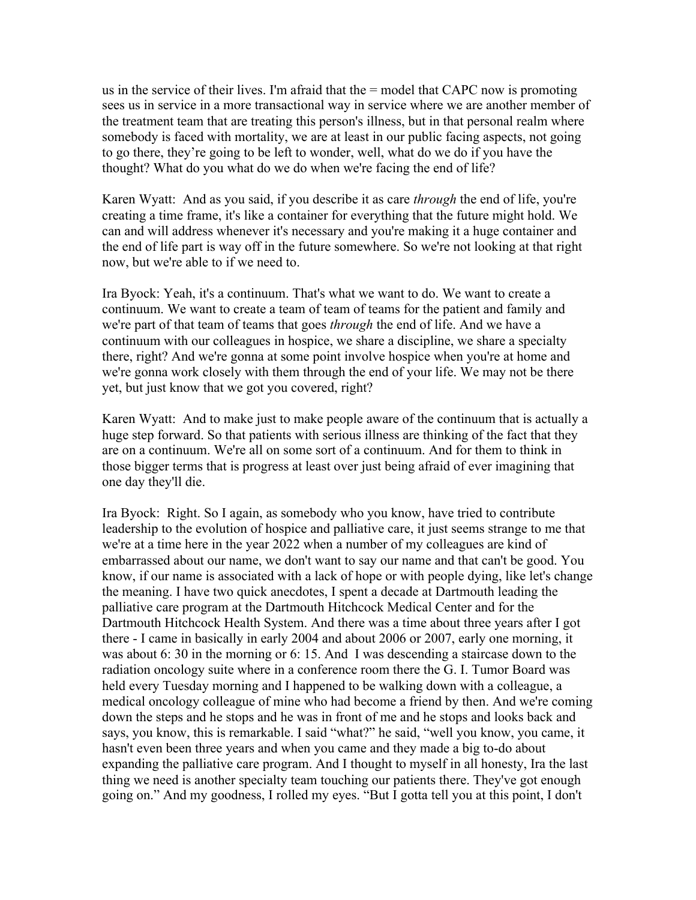us in the service of their lives. I'm afraid that the = model that CAPC now is promoting sees us in service in a more transactional way in service where we are another member of the treatment team that are treating this person's illness, but in that personal realm where somebody is faced with mortality, we are at least in our public facing aspects, not going to go there, they're going to be left to wonder, well, what do we do if you have the thought? What do you what do we do when we're facing the end of life?

Karen Wyatt: And as you said, if you describe it as care *through* the end of life, you're creating a time frame, it's like a container for everything that the future might hold. We can and will address whenever it's necessary and you're making it a huge container and the end of life part is way off in the future somewhere. So we're not looking at that right now, but we're able to if we need to.

Ira Byock: Yeah, it's a continuum. That's what we want to do. We want to create a continuum. We want to create a team of team of teams for the patient and family and we're part of that team of teams that goes *through* the end of life. And we have a continuum with our colleagues in hospice, we share a discipline, we share a specialty there, right? And we're gonna at some point involve hospice when you're at home and we're gonna work closely with them through the end of your life. We may not be there yet, but just know that we got you covered, right?

Karen Wyatt: And to make just to make people aware of the continuum that is actually a huge step forward. So that patients with serious illness are thinking of the fact that they are on a continuum. We're all on some sort of a continuum. And for them to think in those bigger terms that is progress at least over just being afraid of ever imagining that one day they'll die.

Ira Byock: Right. So I again, as somebody who you know, have tried to contribute leadership to the evolution of hospice and palliative care, it just seems strange to me that we're at a time here in the year 2022 when a number of my colleagues are kind of embarrassed about our name, we don't want to say our name and that can't be good. You know, if our name is associated with a lack of hope or with people dying, like let's change the meaning. I have two quick anecdotes, I spent a decade at Dartmouth leading the palliative care program at the Dartmouth Hitchcock Medical Center and for the Dartmouth Hitchcock Health System. And there was a time about three years after I got there - I came in basically in early 2004 and about 2006 or 2007, early one morning, it was about 6: 30 in the morning or 6: 15. And I was descending a staircase down to the radiation oncology suite where in a conference room there the G. I. Tumor Board was held every Tuesday morning and I happened to be walking down with a colleague, a medical oncology colleague of mine who had become a friend by then. And we're coming down the steps and he stops and he was in front of me and he stops and looks back and says, you know, this is remarkable. I said "what?" he said, "well you know, you came, it hasn't even been three years and when you came and they made a big to-do about expanding the palliative care program. And I thought to myself in all honesty, Ira the last thing we need is another specialty team touching our patients there. They've got enough going on." And my goodness, I rolled my eyes. "But I gotta tell you at this point, I don't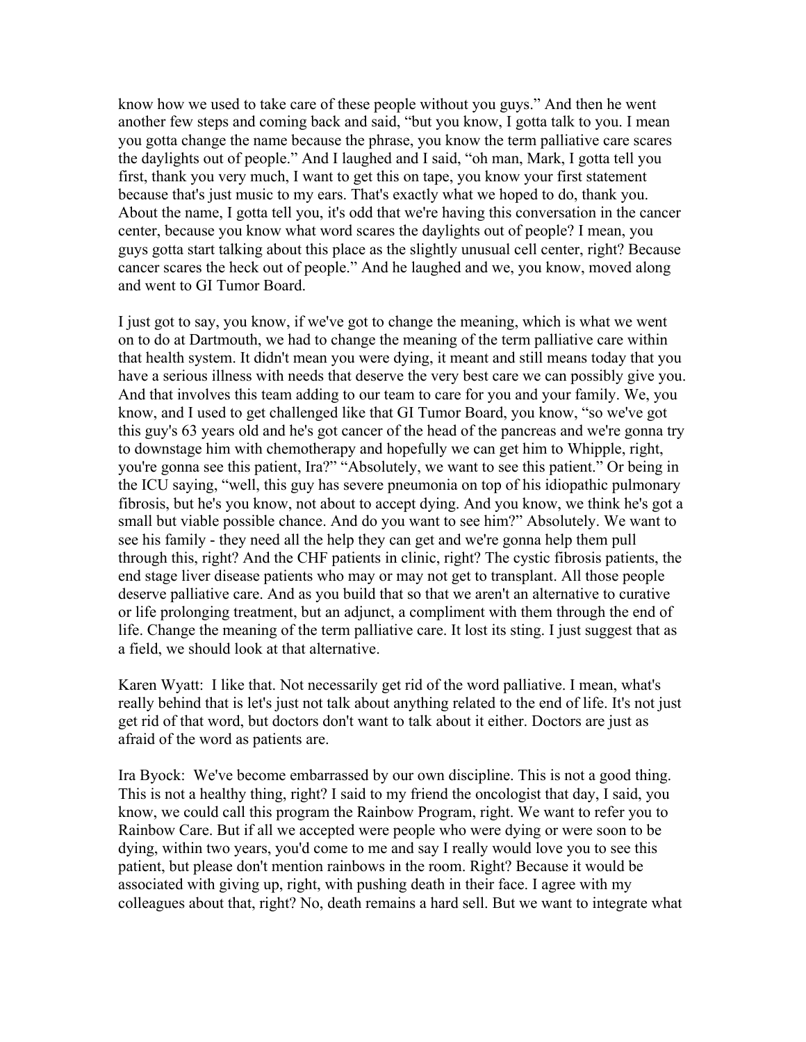know how we used to take care of these people without you guys." And then he went another few steps and coming back and said, "but you know, I gotta talk to you. I mean you gotta change the name because the phrase, you know the term palliative care scares the daylights out of people." And I laughed and I said, "oh man, Mark, I gotta tell you first, thank you very much, I want to get this on tape, you know your first statement because that's just music to my ears. That's exactly what we hoped to do, thank you. About the name, I gotta tell you, it's odd that we're having this conversation in the cancer center, because you know what word scares the daylights out of people? I mean, you guys gotta start talking about this place as the slightly unusual cell center, right? Because cancer scares the heck out of people." And he laughed and we, you know, moved along and went to GI Tumor Board.

I just got to say, you know, if we've got to change the meaning, which is what we went on to do at Dartmouth, we had to change the meaning of the term palliative care within that health system. It didn't mean you were dying, it meant and still means today that you have a serious illness with needs that deserve the very best care we can possibly give you. And that involves this team adding to our team to care for you and your family. We, you know, and I used to get challenged like that GI Tumor Board, you know, "so we've got this guy's 63 years old and he's got cancer of the head of the pancreas and we're gonna try to downstage him with chemotherapy and hopefully we can get him to Whipple, right, you're gonna see this patient, Ira?" "Absolutely, we want to see this patient." Or being in the ICU saying, "well, this guy has severe pneumonia on top of his idiopathic pulmonary fibrosis, but he's you know, not about to accept dying. And you know, we think he's got a small but viable possible chance. And do you want to see him?" Absolutely. We want to see his family - they need all the help they can get and we're gonna help them pull through this, right? And the CHF patients in clinic, right? The cystic fibrosis patients, the end stage liver disease patients who may or may not get to transplant. All those people deserve palliative care. And as you build that so that we aren't an alternative to curative or life prolonging treatment, but an adjunct, a compliment with them through the end of life. Change the meaning of the term palliative care. It lost its sting. I just suggest that as a field, we should look at that alternative.

Karen Wyatt: I like that. Not necessarily get rid of the word palliative. I mean, what's really behind that is let's just not talk about anything related to the end of life. It's not just get rid of that word, but doctors don't want to talk about it either. Doctors are just as afraid of the word as patients are.

Ira Byock: We've become embarrassed by our own discipline. This is not a good thing. This is not a healthy thing, right? I said to my friend the oncologist that day, I said, you know, we could call this program the Rainbow Program, right. We want to refer you to Rainbow Care. But if all we accepted were people who were dying or were soon to be dying, within two years, you'd come to me and say I really would love you to see this patient, but please don't mention rainbows in the room. Right? Because it would be associated with giving up, right, with pushing death in their face. I agree with my colleagues about that, right? No, death remains a hard sell. But we want to integrate what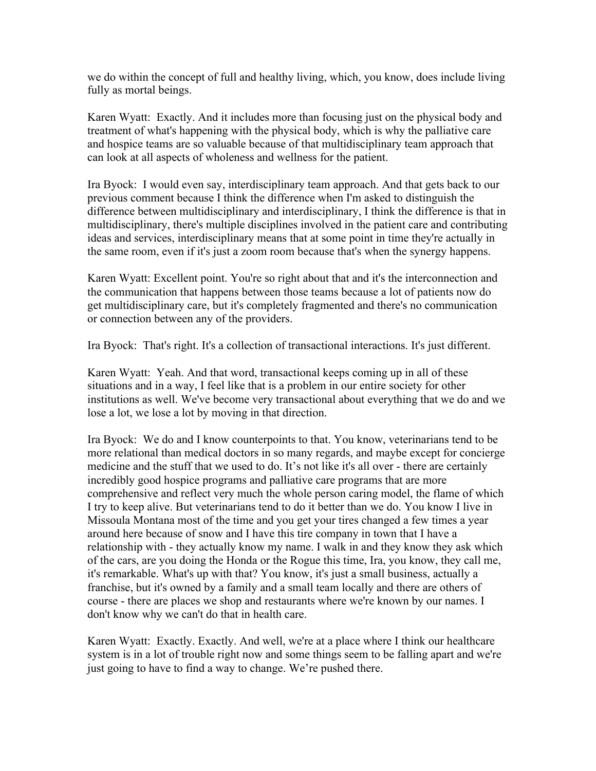we do within the concept of full and healthy living, which, you know, does include living fully as mortal beings.

Karen Wyatt: Exactly. And it includes more than focusing just on the physical body and treatment of what's happening with the physical body, which is why the palliative care and hospice teams are so valuable because of that multidisciplinary team approach that can look at all aspects of wholeness and wellness for the patient.

Ira Byock: I would even say, interdisciplinary team approach. And that gets back to our previous comment because I think the difference when I'm asked to distinguish the difference between multidisciplinary and interdisciplinary, I think the difference is that in multidisciplinary, there's multiple disciplines involved in the patient care and contributing ideas and services, interdisciplinary means that at some point in time they're actually in the same room, even if it's just a zoom room because that's when the synergy happens.

Karen Wyatt: Excellent point. You're so right about that and it's the interconnection and the communication that happens between those teams because a lot of patients now do get multidisciplinary care, but it's completely fragmented and there's no communication or connection between any of the providers.

Ira Byock: That's right. It's a collection of transactional interactions. It's just different.

Karen Wyatt: Yeah. And that word, transactional keeps coming up in all of these situations and in a way, I feel like that is a problem in our entire society for other institutions as well. We've become very transactional about everything that we do and we lose a lot, we lose a lot by moving in that direction.

Ira Byock: We do and I know counterpoints to that. You know, veterinarians tend to be more relational than medical doctors in so many regards, and maybe except for concierge medicine and the stuff that we used to do. It's not like it's all over - there are certainly incredibly good hospice programs and palliative care programs that are more comprehensive and reflect very much the whole person caring model, the flame of which I try to keep alive. But veterinarians tend to do it better than we do. You know I live in Missoula Montana most of the time and you get your tires changed a few times a year around here because of snow and I have this tire company in town that I have a relationship with - they actually know my name. I walk in and they know they ask which of the cars, are you doing the Honda or the Rogue this time, Ira, you know, they call me, it's remarkable. What's up with that? You know, it's just a small business, actually a franchise, but it's owned by a family and a small team locally and there are others of course - there are places we shop and restaurants where we're known by our names. I don't know why we can't do that in health care.

Karen Wyatt: Exactly. Exactly. And well, we're at a place where I think our healthcare system is in a lot of trouble right now and some things seem to be falling apart and we're just going to have to find a way to change. We're pushed there.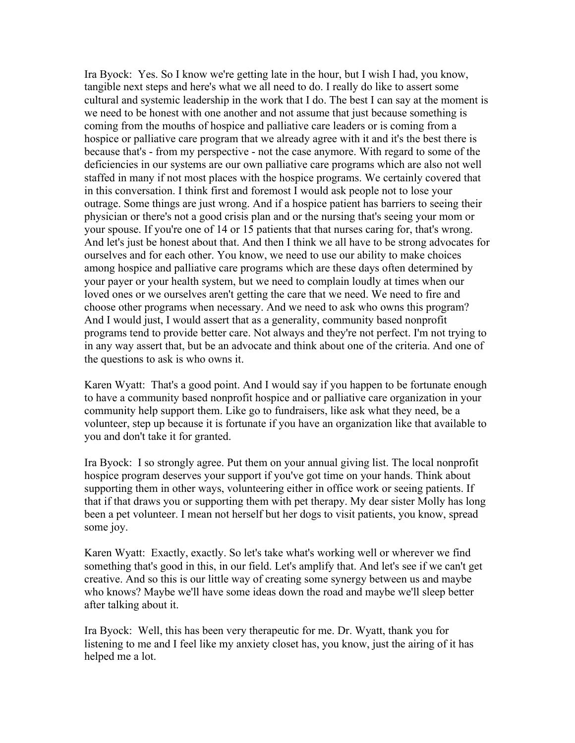Ira Byock: Yes. So I know we're getting late in the hour, but I wish I had, you know, tangible next steps and here's what we all need to do. I really do like to assert some cultural and systemic leadership in the work that I do. The best I can say at the moment is we need to be honest with one another and not assume that just because something is coming from the mouths of hospice and palliative care leaders or is coming from a hospice or palliative care program that we already agree with it and it's the best there is because that's - from my perspective - not the case anymore. With regard to some of the deficiencies in our systems are our own palliative care programs which are also not well staffed in many if not most places with the hospice programs. We certainly covered that in this conversation. I think first and foremost I would ask people not to lose your outrage. Some things are just wrong. And if a hospice patient has barriers to seeing their physician or there's not a good crisis plan and or the nursing that's seeing your mom or your spouse. If you're one of 14 or 15 patients that that nurses caring for, that's wrong. And let's just be honest about that. And then I think we all have to be strong advocates for ourselves and for each other. You know, we need to use our ability to make choices among hospice and palliative care programs which are these days often determined by your payer or your health system, but we need to complain loudly at times when our loved ones or we ourselves aren't getting the care that we need. We need to fire and choose other programs when necessary. And we need to ask who owns this program? And I would just, I would assert that as a generality, community based nonprofit programs tend to provide better care. Not always and they're not perfect. I'm not trying to in any way assert that, but be an advocate and think about one of the criteria. And one of the questions to ask is who owns it.

Karen Wyatt: That's a good point. And I would say if you happen to be fortunate enough to have a community based nonprofit hospice and or palliative care organization in your community help support them. Like go to fundraisers, like ask what they need, be a volunteer, step up because it is fortunate if you have an organization like that available to you and don't take it for granted.

Ira Byock: I so strongly agree. Put them on your annual giving list. The local nonprofit hospice program deserves your support if you've got time on your hands. Think about supporting them in other ways, volunteering either in office work or seeing patients. If that if that draws you or supporting them with pet therapy. My dear sister Molly has long been a pet volunteer. I mean not herself but her dogs to visit patients, you know, spread some joy.

Karen Wyatt: Exactly, exactly. So let's take what's working well or wherever we find something that's good in this, in our field. Let's amplify that. And let's see if we can't get creative. And so this is our little way of creating some synergy between us and maybe who knows? Maybe we'll have some ideas down the road and maybe we'll sleep better after talking about it.

Ira Byock: Well, this has been very therapeutic for me. Dr. Wyatt, thank you for listening to me and I feel like my anxiety closet has, you know, just the airing of it has helped me a lot.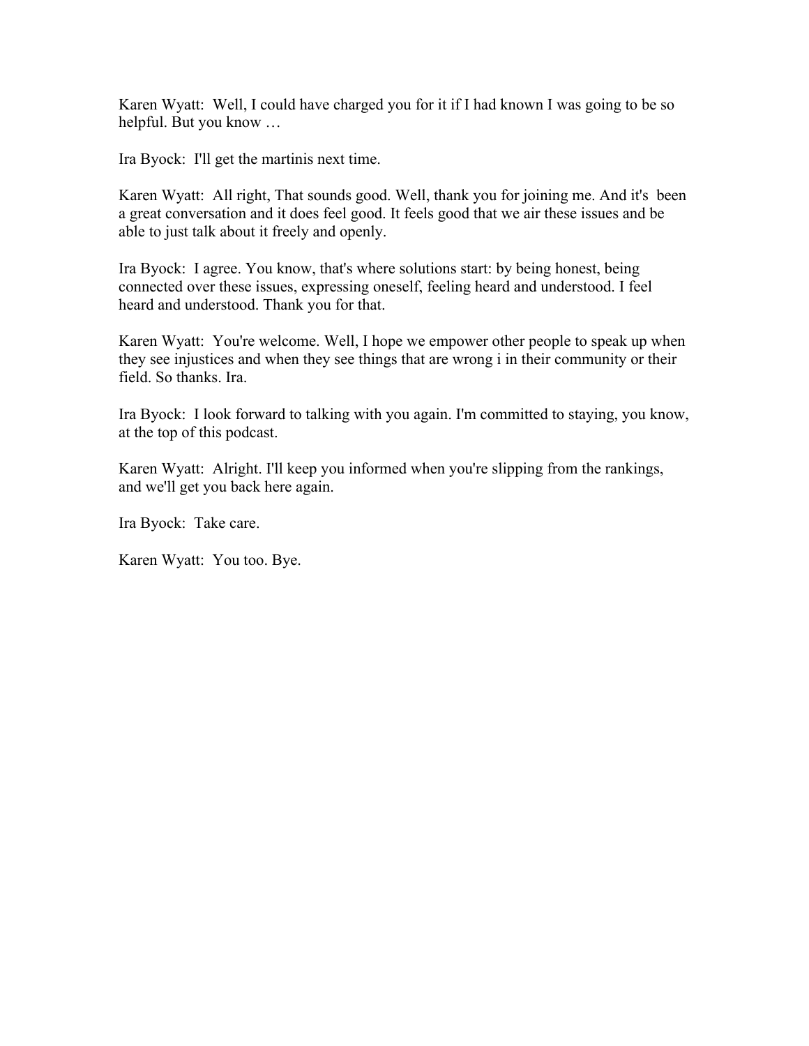Karen Wyatt: Well, I could have charged you for it if I had known I was going to be so helpful. But you know …

Ira Byock: I'll get the martinis next time.

Karen Wyatt: All right, That sounds good. Well, thank you for joining me. And it's been a great conversation and it does feel good. It feels good that we air these issues and be able to just talk about it freely and openly.

Ira Byock: I agree. You know, that's where solutions start: by being honest, being connected over these issues, expressing oneself, feeling heard and understood. I feel heard and understood. Thank you for that.

Karen Wyatt: You're welcome. Well, I hope we empower other people to speak up when they see injustices and when they see things that are wrong i in their community or their field. So thanks. Ira.

Ira Byock: I look forward to talking with you again. I'm committed to staying, you know, at the top of this podcast.

Karen Wyatt: Alright. I'll keep you informed when you're slipping from the rankings, and we'll get you back here again.

Ira Byock: Take care.

Karen Wyatt: You too. Bye.